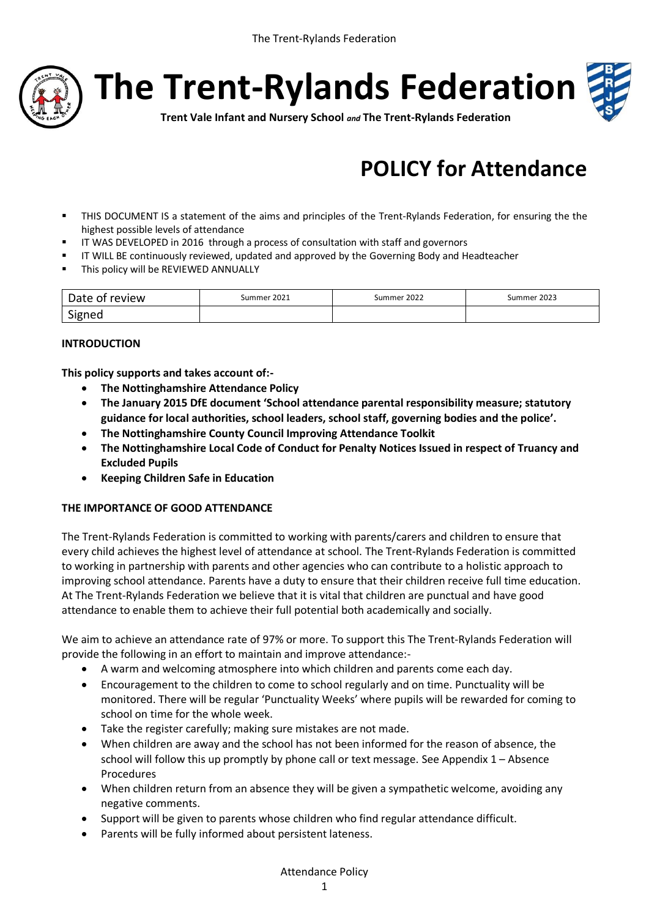# The Trent-Rylands Federation

**Trent Vale Infant and Nursery School *and* The Trent-Rylands Federation**

# POLICY for Attendance

- THIS DOCUMENT IS a statement of the aims and principles of the Trent-Rylands Federation, for ensuring the the highest possible levels of attendance
- IT WAS DEVELOPED in 2016 through a process of consultation with staff and governors
- IT WILL BE continuously reviewed, updated and approved by the Governing Body and Headteacher
- This policy will be REVIEWED ANNUALLY

| Date of review | Summer 2021 | Summer 2022 | Summer 2023 |
|---|---|---|---|
| Signed | | | |

**INTRODUCTION**

**This policy supports and takes account of:-**

- **The Nottinghamshire Attendance Policy**
- **The January 2015 DfE document 'School attendance parental responsibility measure; statutory guidance for local authorities, school leaders, school staff, governing bodies and the police'.**
- **The Nottinghamshire County Council Improving Attendance Toolkit**
- **The Nottinghamshire Local Code of Conduct for Penalty Notices Issued in respect of Truancy and Excluded Pupils**
- **Keeping Children Safe in Education**

**THE IMPORTANCE OF GOOD ATTENDANCE**

The Trent-Rylands Federation is committed to working with parents/carers and children to ensure that every child achieves the highest level of attendance at school. The Trent-Rylands Federation is committed to working in partnership with parents and other agencies who can contribute to a holistic approach to improving school attendance. Parents have a duty to ensure that their children receive full time education. At The Trent-Rylands Federation we believe that it is vital that children are punctual and have good attendance to enable them to achieve their full potential both academically and socially.

We aim to achieve an attendance rate of 97% or more. To support this The Trent-Rylands Federation will provide the following in an effort to maintain and improve attendance:-

- A warm and welcoming atmosphere into which children and parents come each day.
- Encouragement to the children to come to school regularly and on time. Punctuality will be monitored. There will be regular 'Punctuality Weeks' where pupils will be rewarded for coming to school on time for the whole week.
- Take the register carefully; making sure mistakes are not made.
- When children are away and the school has not been informed for the reason of absence, the school will follow this up promptly by phone call or text message. See Appendix 1 – Absence Procedures
- When children return from an absence they will be given a sympathetic welcome, avoiding any negative comments.
- Support will be given to parents whose children who find regular attendance difficult.
- Parents will be fully informed about persistent lateness.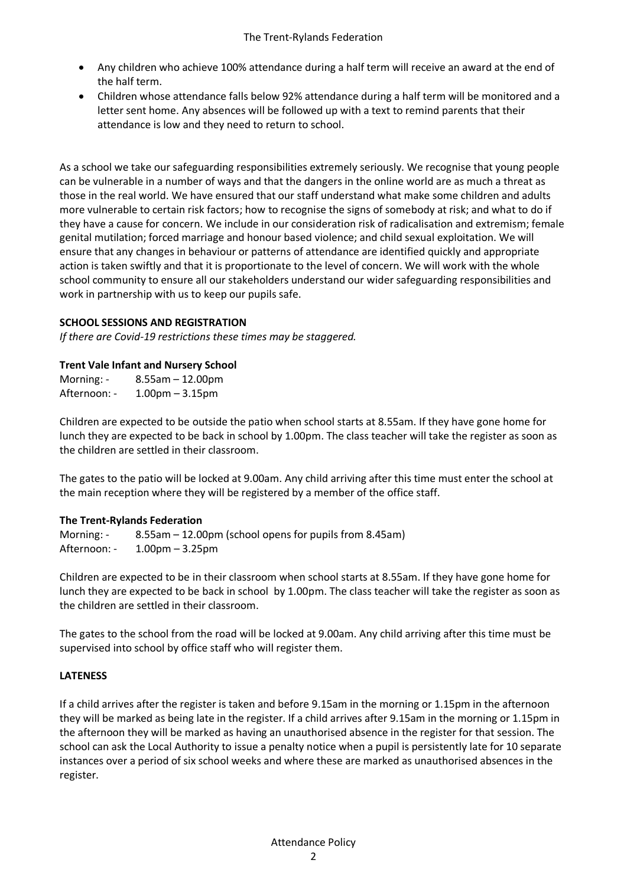- Any children who achieve 100% attendance during a half term will receive an award at the end of the half term.
- Children whose attendance falls below 92% attendance during a half term will be monitored and a letter sent home. Any absences will be followed up with a text to remind parents that their attendance is low and they need to return to school.

As a school we take our safeguarding responsibilities extremely seriously. We recognise that young people can be vulnerable in a number of ways and that the dangers in the online world are as much a threat as those in the real world. We have ensured that our staff understand what make some children and adults more vulnerable to certain risk factors; how to recognise the signs of somebody at risk; and what to do if they have a cause for concern. We include in our consideration risk of radicalisation and extremism; female genital mutilation; forced marriage and honour based violence; and child sexual exploitation. We will ensure that any changes in behaviour or patterns of attendance are identified quickly and appropriate action is taken swiftly and that it is proportionate to the level of concern. We will work with the whole school community to ensure all our stakeholders understand our wider safeguarding responsibilities and work in partnership with us to keep our pupils safe.

**SCHOOL SESSIONS AND REGISTRATION**

*If there are Covid-19 restrictions these times may be staggered.*

**Trent Vale Infant and Nursery School**

Morning: - 8.55am – 12.00pm
Afternoon: - 1.00pm – 3.15pm

Children are expected to be outside the patio when school starts at 8.55am. If they have gone home for lunch they are expected to be back in school by 1.00pm. The class teacher will take the register as soon as the children are settled in their classroom.

The gates to the patio will be locked at 9.00am. Any child arriving after this time must enter the school at the main reception where they will be registered by a member of the office staff.

**The Trent-Rylands Federation**

Morning: - 8.55am – 12.00pm (school opens for pupils from 8.45am)
Afternoon: - 1.00pm – 3.25pm

Children are expected to be in their classroom when school starts at 8.55am. If they have gone home for lunch they are expected to be back in school by 1.00pm. The class teacher will take the register as soon as the children are settled in their classroom.

The gates to the school from the road will be locked at 9.00am. Any child arriving after this time must be supervised into school by office staff who will register them.

**LATENESS**

If a child arrives after the register is taken and before 9.15am in the morning or 1.15pm in the afternoon they will be marked as being late in the register. If a child arrives after 9.15am in the morning or 1.15pm in the afternoon they will be marked as having an unauthorised absence in the register for that session. The school can ask the Local Authority to issue a penalty notice when a pupil is persistently late for 10 separate instances over a period of six school weeks and where these are marked as unauthorised absences in the register.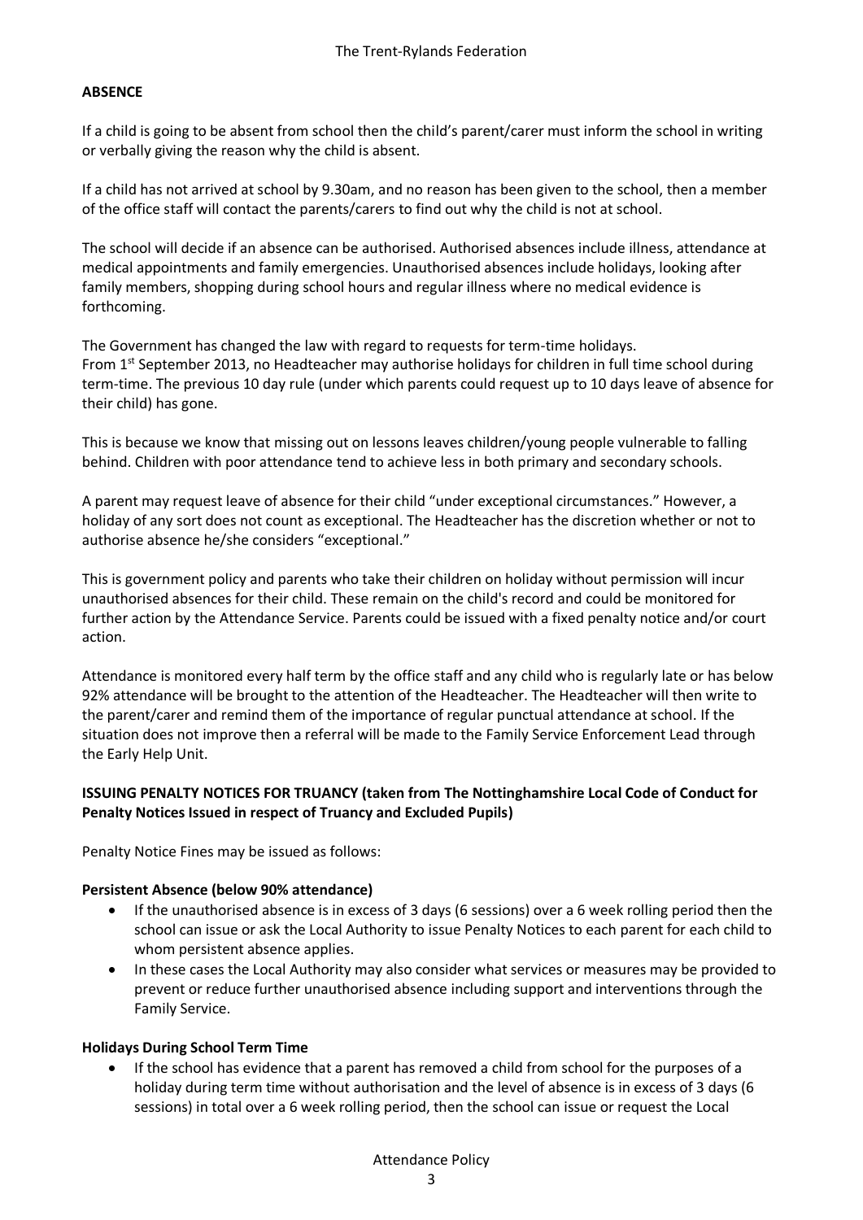**ABSENCE**

If a child is going to be absent from school then the child's parent/carer must inform the school in writing or verbally giving the reason why the child is absent.

If a child has not arrived at school by 9.30am, and no reason has been given to the school, then a member of the office staff will contact the parents/carers to find out why the child is not at school.

The school will decide if an absence can be authorised. Authorised absences include illness, attendance at medical appointments and family emergencies. Unauthorised absences include holidays, looking after family members, shopping during school hours and regular illness where no medical evidence is forthcoming.

The Government has changed the law with regard to requests for term-time holidays.
From 1st September 2013, no Headteacher may authorise holidays for children in full time school during term-time. The previous 10 day rule (under which parents could request up to 10 days leave of absence for their child) has gone.

This is because we know that missing out on lessons leaves children/young people vulnerable to falling behind. Children with poor attendance tend to achieve less in both primary and secondary schools.

A parent may request leave of absence for their child "under exceptional circumstances." However, a holiday of any sort does not count as exceptional. The Headteacher has the discretion whether or not to authorise absence he/she considers "exceptional."

This is government policy and parents who take their children on holiday without permission will incur unauthorised absences for their child. These remain on the child's record and could be monitored for further action by the Attendance Service. Parents could be issued with a fixed penalty notice and/or court action.

Attendance is monitored every half term by the office staff and any child who is regularly late or has below 92% attendance will be brought to the attention of the Headteacher. The Headteacher will then write to the parent/carer and remind them of the importance of regular punctual attendance at school. If the situation does not improve then a referral will be made to the Family Service Enforcement Lead through the Early Help Unit.

**ISSUING PENALTY NOTICES FOR TRUANCY (taken from The Nottinghamshire Local Code of Conduct for Penalty Notices Issued in respect of Truancy and Excluded Pupils)**

Penalty Notice Fines may be issued as follows:

**Persistent Absence (below 90% attendance)**

- If the unauthorised absence is in excess of 3 days (6 sessions) over a 6 week rolling period then the school can issue or ask the Local Authority to issue Penalty Notices to each parent for each child to whom persistent absence applies.
- In these cases the Local Authority may also consider what services or measures may be provided to prevent or reduce further unauthorised absence including support and interventions through the Family Service.

**Holidays During School Term Time**

- If the school has evidence that a parent has removed a child from school for the purposes of a holiday during term time without authorisation and the level of absence is in excess of 3 days (6 sessions) in total over a 6 week rolling period, then the school can issue or request the Local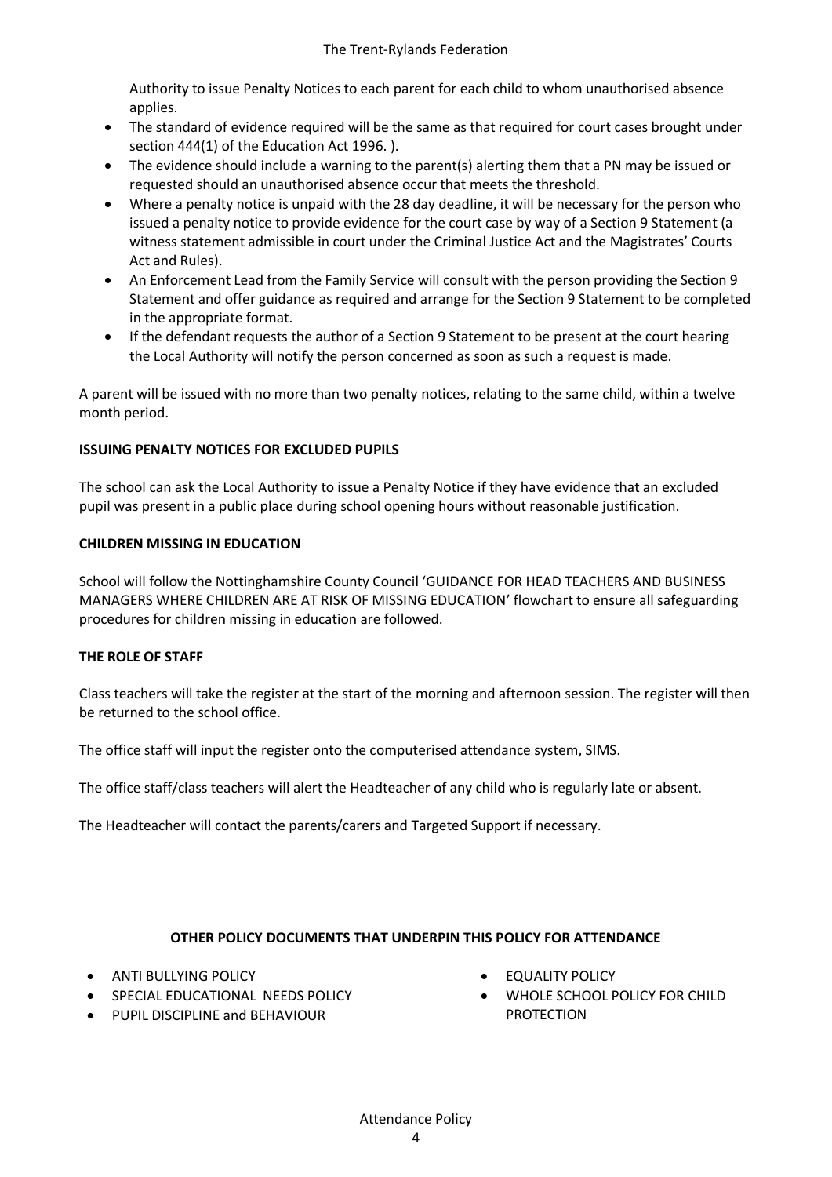Authority to issue Penalty Notices to each parent for each child to whom unauthorised absence applies.

- The standard of evidence required will be the same as that required for court cases brought under section 444(1) of the Education Act 1996. ).
- The evidence should include a warning to the parent(s) alerting them that a PN may be issued or requested should an unauthorised absence occur that meets the threshold.
- Where a penalty notice is unpaid with the 28 day deadline, it will be necessary for the person who issued a penalty notice to provide evidence for the court case by way of a Section 9 Statement (a witness statement admissible in court under the Criminal Justice Act and the Magistrates' Courts Act and Rules).
- An Enforcement Lead from the Family Service will consult with the person providing the Section 9 Statement and offer guidance as required and arrange for the Section 9 Statement to be completed in the appropriate format.
- If the defendant requests the author of a Section 9 Statement to be present at the court hearing the Local Authority will notify the person concerned as soon as such a request is made.

A parent will be issued with no more than two penalty notices, relating to the same child, within a twelve month period.

**ISSUING PENALTY NOTICES FOR EXCLUDED PUPILS**

The school can ask the Local Authority to issue a Penalty Notice if they have evidence that an excluded pupil was present in a public place during school opening hours without reasonable justification.

**CHILDREN MISSING IN EDUCATION**

School will follow the Nottinghamshire County Council 'GUIDANCE FOR HEAD TEACHERS AND BUSINESS MANAGERS WHERE CHILDREN ARE AT RISK OF MISSING EDUCATION' flowchart to ensure all safeguarding procedures for children missing in education are followed.

**THE ROLE OF STAFF**

Class teachers will take the register at the start of the morning and afternoon session. The register will then be returned to the school office.

The office staff will input the register onto the computerised attendance system, SIMS.

The office staff/class teachers will alert the Headteacher of any child who is regularly late or absent.

The Headteacher will contact the parents/carers and Targeted Support if necessary.

**OTHER POLICY DOCUMENTS THAT UNDERPIN THIS POLICY FOR ATTENDANCE**

- ANTI BULLYING POLICY
- SPECIAL EDUCATIONAL NEEDS POLICY
- PUPIL DISCIPLINE and BEHAVIOUR
- EQUALITY POLICY
- WHOLE SCHOOL POLICY FOR CHILD PROTECTION